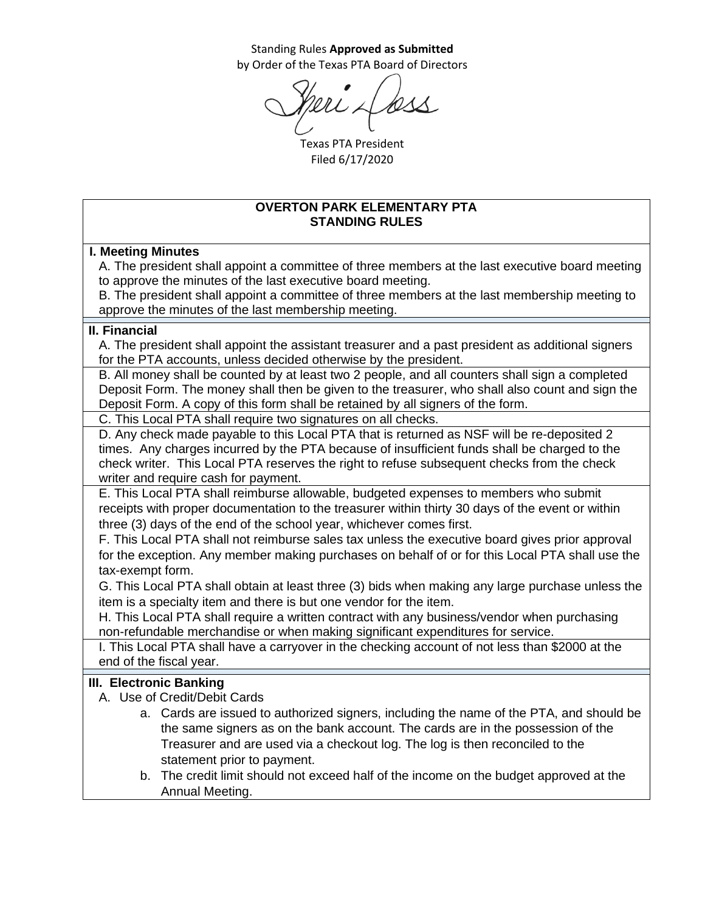Standing Rules **Approved as Submitted**
by Order of the Texas PTA Board of Directors

Texas PTA President
Filed 6/17/2020

# OVERTON PARK ELEMENTARY PTA
# STANDING RULES

## I. Meeting Minutes

A. The president shall appoint a committee of three members at the last executive board meeting to approve the minutes of the last executive board meeting.

B. The president shall appoint a committee of three members at the last membership meeting to approve the minutes of the last membership meeting.

## II. Financial

A. The president shall appoint the assistant treasurer and a past president as additional signers for the PTA accounts, unless decided otherwise by the president.

B. All money shall be counted by at least two 2 people, and all counters shall sign a completed Deposit Form. The money shall then be given to the treasurer, who shall also count and sign the Deposit Form. A copy of this form shall be retained by all signers of the form.

C. This Local PTA shall require two signatures on all checks.

D. Any check made payable to this Local PTA that is returned as NSF will be re-deposited 2 times. Any charges incurred by the PTA because of insufficient funds shall be charged to the check writer. This Local PTA reserves the right to refuse subsequent checks from the check writer and require cash for payment.

E. This Local PTA shall reimburse allowable, budgeted expenses to members who submit receipts with proper documentation to the treasurer within thirty 30 days of the event or within three (3) days of the end of the school year, whichever comes first.

F. This Local PTA shall not reimburse sales tax unless the executive board gives prior approval for the exception. Any member making purchases on behalf of or for this Local PTA shall use the tax-exempt form.

G. This Local PTA shall obtain at least three (3) bids when making any large purchase unless the item is a specialty item and there is but one vendor for the item.

H. This Local PTA shall require a written contract with any business/vendor when purchasing non-refundable merchandise or when making significant expenditures for service.

I. This Local PTA shall have a carryover in the checking account of not less than $2000 at the end of the fiscal year.

## III. Electronic Banking

A. Use of Credit/Debit Cards

a. Cards are issued to authorized signers, including the name of the PTA, and should be the same signers as on the bank account. The cards are in the possession of the Treasurer and are used via a checkout log. The log is then reconciled to the statement prior to payment.

b. The credit limit should not exceed half of the income on the budget approved at the Annual Meeting.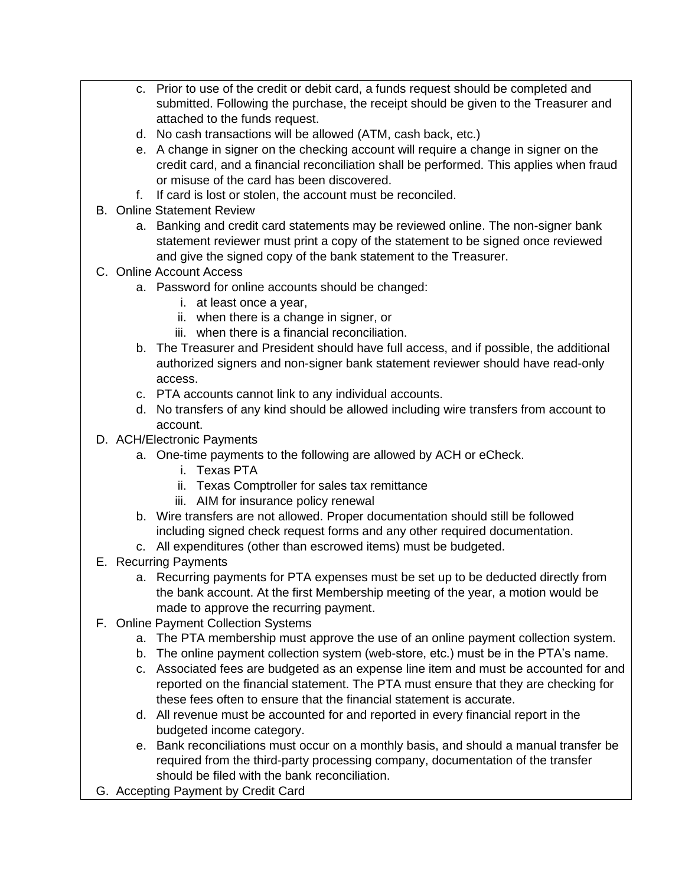c. Prior to use of the credit or debit card, a funds request should be completed and submitted. Following the purchase, the receipt should be given to the Treasurer and attached to the funds request.
d. No cash transactions will be allowed (ATM, cash back, etc.)
e. A change in signer on the checking account will require a change in signer on the credit card, and a financial reconciliation shall be performed. This applies when fraud or misuse of the card has been discovered.
f. If card is lost or stolen, the account must be reconciled.

B. Online Statement Review
   a. Banking and credit card statements may be reviewed online. The non-signer bank statement reviewer must print a copy of the statement to be signed once reviewed and give the signed copy of the bank statement to the Treasurer.

C. Online Account Access
   a. Password for online accounts should be changed:
      i. at least once a year,
      ii. when there is a change in signer, or
      iii. when there is a financial reconciliation.
   b. The Treasurer and President should have full access, and if possible, the additional authorized signers and non-signer bank statement reviewer should have read-only access.
   c. PTA accounts cannot link to any individual accounts.
   d. No transfers of any kind should be allowed including wire transfers from account to account.

D. ACH/Electronic Payments
   a. One-time payments to the following are allowed by ACH or eCheck.
      i. Texas PTA
      ii. Texas Comptroller for sales tax remittance
      iii. AIM for insurance policy renewal
   b. Wire transfers are not allowed. Proper documentation should still be followed including signed check request forms and any other required documentation.
   c. All expenditures (other than escrowed items) must be budgeted.

E. Recurring Payments
   a. Recurring payments for PTA expenses must be set up to be deducted directly from the bank account. At the first Membership meeting of the year, a motion would be made to approve the recurring payment.

F. Online Payment Collection Systems
   a. The PTA membership must approve the use of an online payment collection system.
   b. The online payment collection system (web-store, etc.) must be in the PTA's name.
   c. Associated fees are budgeted as an expense line item and must be accounted for and reported on the financial statement. The PTA must ensure that they are checking for these fees often to ensure that the financial statement is accurate.
   d. All revenue must be accounted for and reported in every financial report in the budgeted income category.
   e. Bank reconciliations must occur on a monthly basis, and should a manual transfer be required from the third-party processing company, documentation of the transfer should be filed with the bank reconciliation.

G. Accepting Payment by Credit Card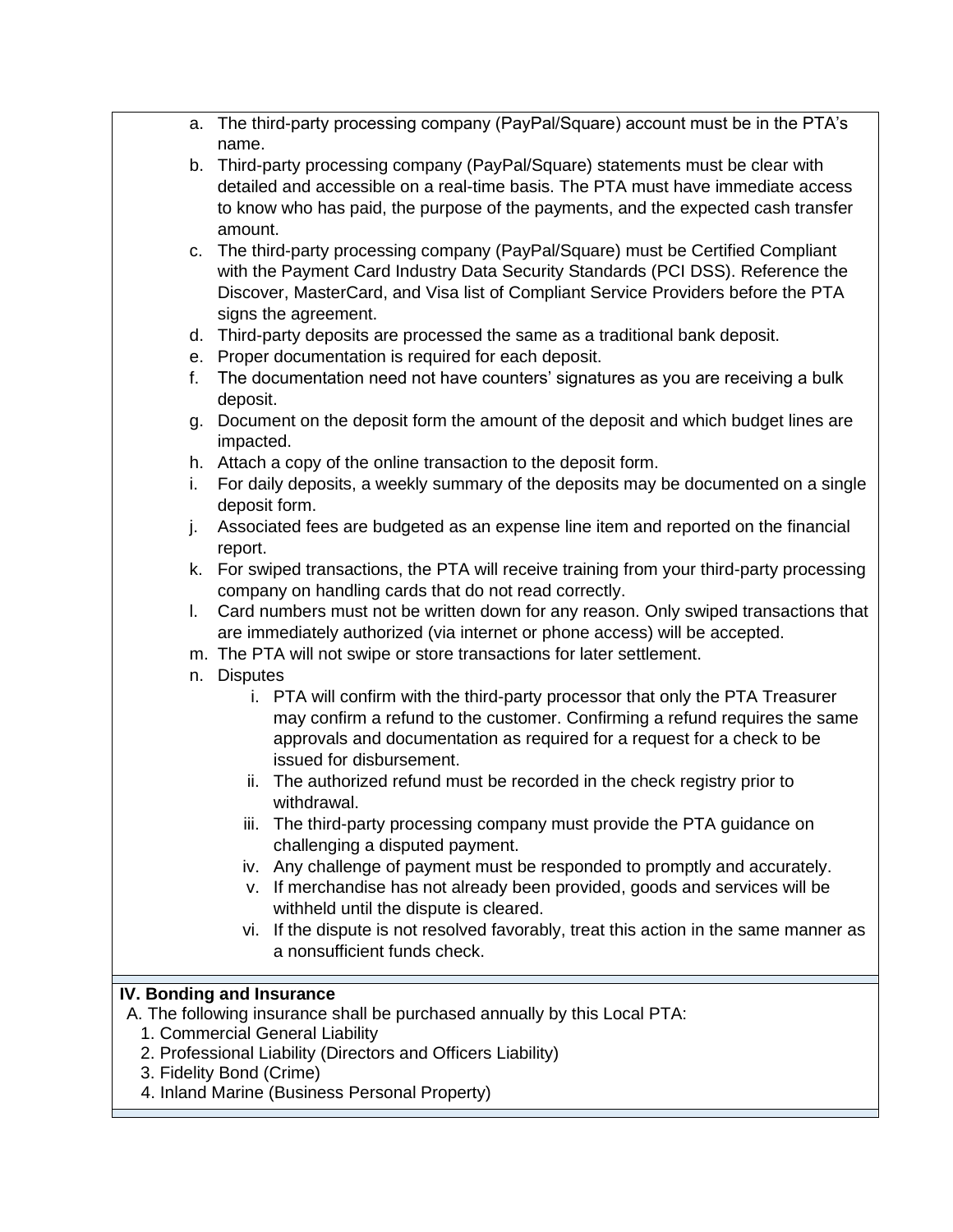a. The third-party processing company (PayPal/Square) account must be in the PTA's name.
b. Third-party processing company (PayPal/Square) statements must be clear with detailed and accessible on a real-time basis. The PTA must have immediate access to know who has paid, the purpose of the payments, and the expected cash transfer amount.
c. The third-party processing company (PayPal/Square) must be Certified Compliant with the Payment Card Industry Data Security Standards (PCI DSS). Reference the Discover, MasterCard, and Visa list of Compliant Service Providers before the PTA signs the agreement.
d. Third-party deposits are processed the same as a traditional bank deposit.
e. Proper documentation is required for each deposit.
f. The documentation need not have counters' signatures as you are receiving a bulk deposit.
g. Document on the deposit form the amount of the deposit and which budget lines are impacted.
h. Attach a copy of the online transaction to the deposit form.
i. For daily deposits, a weekly summary of the deposits may be documented on a single deposit form.
j. Associated fees are budgeted as an expense line item and reported on the financial report.
k. For swiped transactions, the PTA will receive training from your third-party processing company on handling cards that do not read correctly.
l. Card numbers must not be written down for any reason. Only swiped transactions that are immediately authorized (via internet or phone access) will be accepted.
m. The PTA will not swipe or store transactions for later settlement.
n. Disputes
   i. PTA will confirm with the third-party processor that only the PTA Treasurer may confirm a refund to the customer. Confirming a refund requires the same approvals and documentation as required for a request for a check to be issued for disbursement.
   ii. The authorized refund must be recorded in the check registry prior to withdrawal.
   iii. The third-party processing company must provide the PTA guidance on challenging a disputed payment.
   iv. Any challenge of payment must be responded to promptly and accurately.
   v. If merchandise has not already been provided, goods and services will be withheld until the dispute is cleared.
   vi. If the dispute is not resolved favorably, treat this action in the same manner as a nonsufficient funds check.

**IV. Bonding and Insurance**

A. The following insurance shall be purchased annually by this Local PTA:
   1. Commercial General Liability
   2. Professional Liability (Directors and Officers Liability)
   3. Fidelity Bond (Crime)
   4. Inland Marine (Business Personal Property)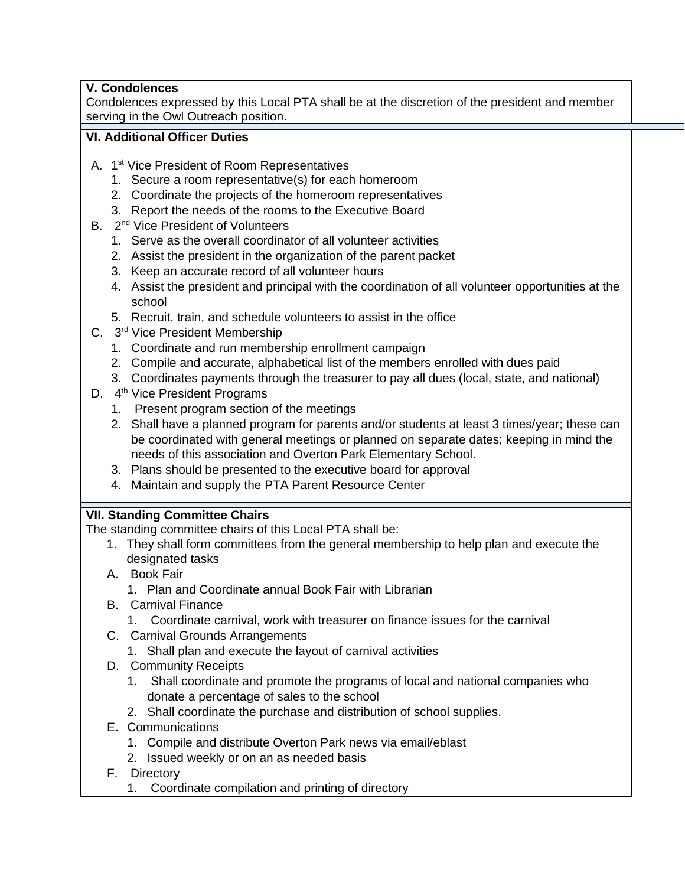**V. Condolences**

Condolences expressed by this Local PTA shall be at the discretion of the president and member serving in the Owl Outreach position.

**VI. Additional Officer Duties**

A. 1st Vice President of Room Representatives
   1. Secure a room representative(s) for each homeroom
   2. Coordinate the projects of the homeroom representatives
   3. Report the needs of the rooms to the Executive Board

B. 2nd Vice President of Volunteers
   1. Serve as the overall coordinator of all volunteer activities
   2. Assist the president in the organization of the parent packet
   3. Keep an accurate record of all volunteer hours
   4. Assist the president and principal with the coordination of all volunteer opportunities at the school
   5. Recruit, train, and schedule volunteers to assist in the office

C. 3rd Vice President Membership
   1. Coordinate and run membership enrollment campaign
   2. Compile and accurate, alphabetical list of the members enrolled with dues paid
   3. Coordinates payments through the treasurer to pay all dues (local, state, and national)

D. 4th Vice President Programs
   1. Present program section of the meetings
   2. Shall have a planned program for parents and/or students at least 3 times/year; these can be coordinated with general meetings or planned on separate dates; keeping in mind the needs of this association and Overton Park Elementary School.
   3. Plans should be presented to the executive board for approval
   4. Maintain and supply the PTA Parent Resource Center

**VII. Standing Committee Chairs**

The standing committee chairs of this Local PTA shall be:

1. They shall form committees from the general membership to help plan and execute the designated tasks

A. Book Fair
   1. Plan and Coordinate annual Book Fair with Librarian

B. Carnival Finance
   1. Coordinate carnival, work with treasurer on finance issues for the carnival

C. Carnival Grounds Arrangements
   1. Shall plan and execute the layout of carnival activities

D. Community Receipts
   1. Shall coordinate and promote the programs of local and national companies who donate a percentage of sales to the school
   2. Shall coordinate the purchase and distribution of school supplies.

E. Communications
   1. Compile and distribute Overton Park news via email/eblast
   2. Issued weekly or on an as needed basis

F. Directory
   1. Coordinate compilation and printing of directory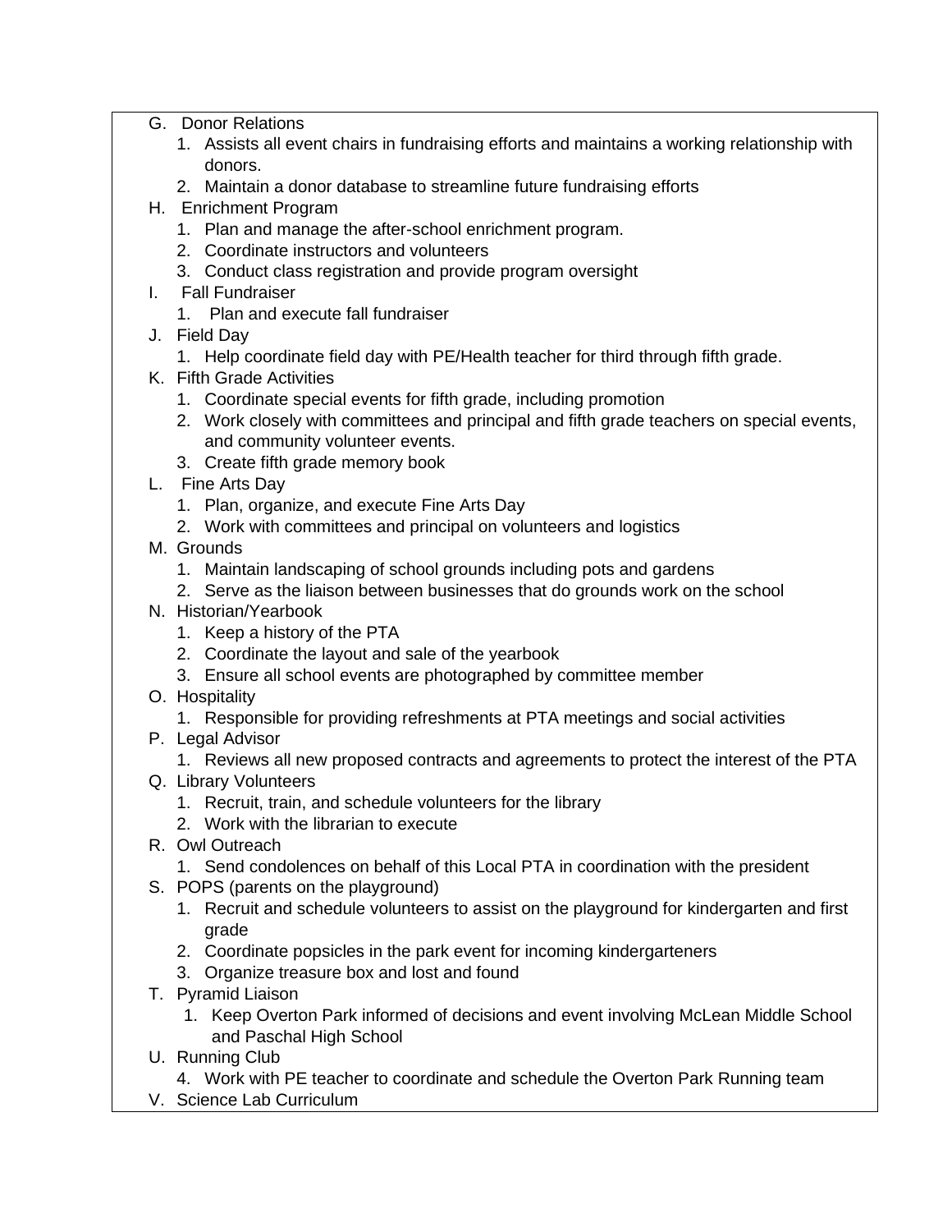G. Donor Relations
   1. Assists all event chairs in fundraising efforts and maintains a working relationship with donors.
   2. Maintain a donor database to streamline future fundraising efforts
H. Enrichment Program
   1. Plan and manage the after-school enrichment program.
   2. Coordinate instructors and volunteers
   3. Conduct class registration and provide program oversight
I. Fall Fundraiser
   1. Plan and execute fall fundraiser
J. Field Day
   1. Help coordinate field day with PE/Health teacher for third through fifth grade.
K. Fifth Grade Activities
   1. Coordinate special events for fifth grade, including promotion
   2. Work closely with committees and principal and fifth grade teachers on special events, and community volunteer events.
   3. Create fifth grade memory book
L. Fine Arts Day
   1. Plan, organize, and execute Fine Arts Day
   2. Work with committees and principal on volunteers and logistics
M. Grounds
   1. Maintain landscaping of school grounds including pots and gardens
   2. Serve as the liaison between businesses that do grounds work on the school
N. Historian/Yearbook
   1. Keep a history of the PTA
   2. Coordinate the layout and sale of the yearbook
   3. Ensure all school events are photographed by committee member
O. Hospitality
   1. Responsible for providing refreshments at PTA meetings and social activities
P. Legal Advisor
   1. Reviews all new proposed contracts and agreements to protect the interest of the PTA
Q. Library Volunteers
   1. Recruit, train, and schedule volunteers for the library
   2. Work with the librarian to execute
R. Owl Outreach
   1. Send condolences on behalf of this Local PTA in coordination with the president
S. POPS (parents on the playground)
   1. Recruit and schedule volunteers to assist on the playground for kindergarten and first grade
   2. Coordinate popsicles in the park event for incoming kindergarteners
   3. Organize treasure box and lost and found
T. Pyramid Liaison
   1. Keep Overton Park informed of decisions and event involving McLean Middle School and Paschal High School
U. Running Club
   4. Work with PE teacher to coordinate and schedule the Overton Park Running team
V. Science Lab Curriculum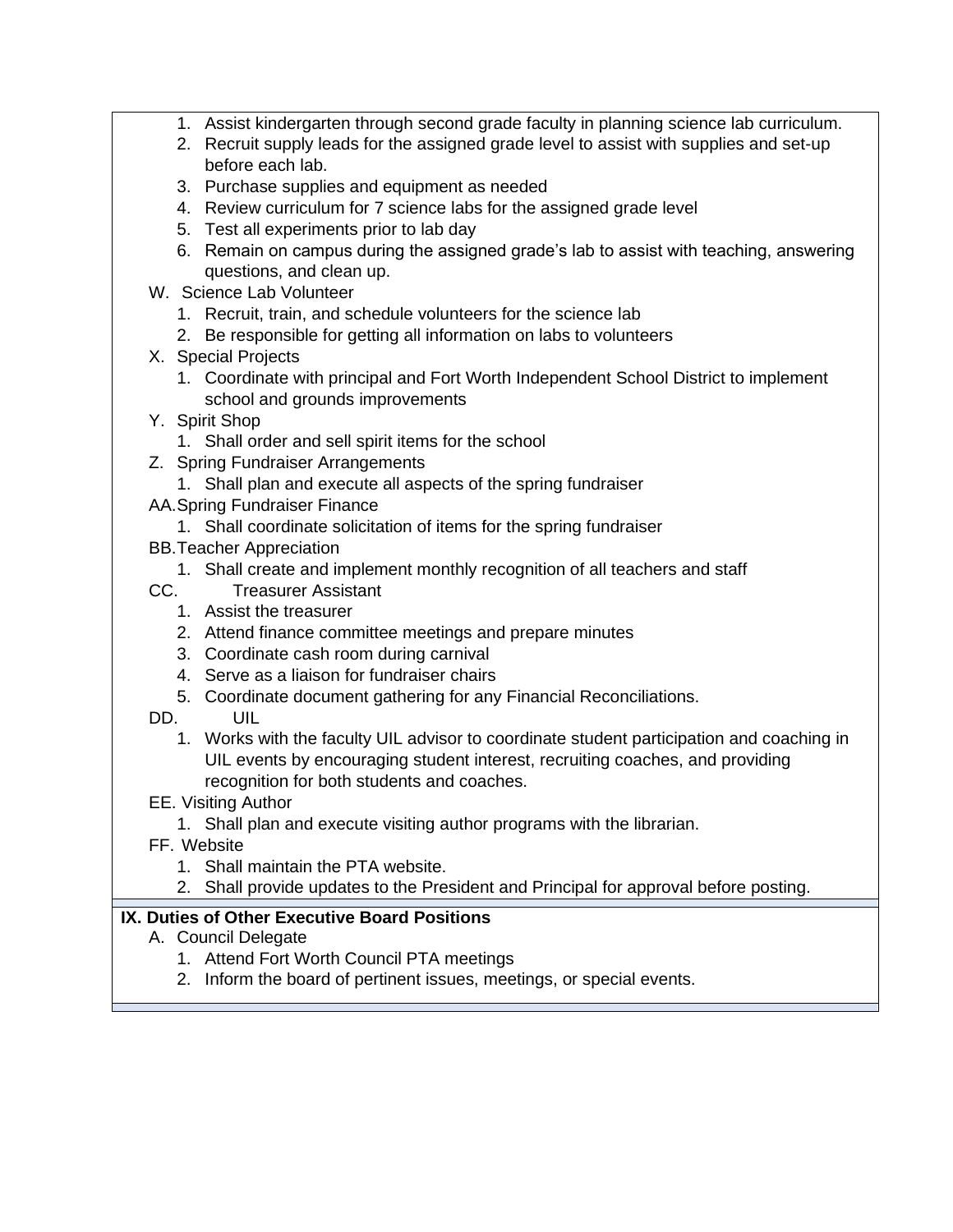1. Assist kindergarten through second grade faculty in planning science lab curriculum.
2. Recruit supply leads for the assigned grade level to assist with supplies and set-up before each lab.
3. Purchase supplies and equipment as needed
4. Review curriculum for 7 science labs for the assigned grade level
5. Test all experiments prior to lab day
6. Remain on campus during the assigned grade's lab to assist with teaching, answering questions, and clean up.

W. Science Lab Volunteer
   1. Recruit, train, and schedule volunteers for the science lab
   2. Be responsible for getting all information on labs to volunteers

X. Special Projects
   1. Coordinate with principal and Fort Worth Independent School District to implement school and grounds improvements

Y. Spirit Shop
   1. Shall order and sell spirit items for the school

Z. Spring Fundraiser Arrangements
   1. Shall plan and execute all aspects of the spring fundraiser

AA. Spring Fundraiser Finance
   1. Shall coordinate solicitation of items for the spring fundraiser

BB. Teacher Appreciation
   1. Shall create and implement monthly recognition of all teachers and staff

CC. Treasurer Assistant
   1. Assist the treasurer
   2. Attend finance committee meetings and prepare minutes
   3. Coordinate cash room during carnival
   4. Serve as a liaison for fundraiser chairs
   5. Coordinate document gathering for any Financial Reconciliations.

DD. UIL
   1. Works with the faculty UIL advisor to coordinate student participation and coaching in UIL events by encouraging student interest, recruiting coaches, and providing recognition for both students and coaches.

EE. Visiting Author
   1. Shall plan and execute visiting author programs with the librarian.

FF. Website
   1. Shall maintain the PTA website.
   2. Shall provide updates to the President and Principal for approval before posting.

## IX. Duties of Other Executive Board Positions

A. Council Delegate
   1. Attend Fort Worth Council PTA meetings
   2. Inform the board of pertinent issues, meetings, or special events.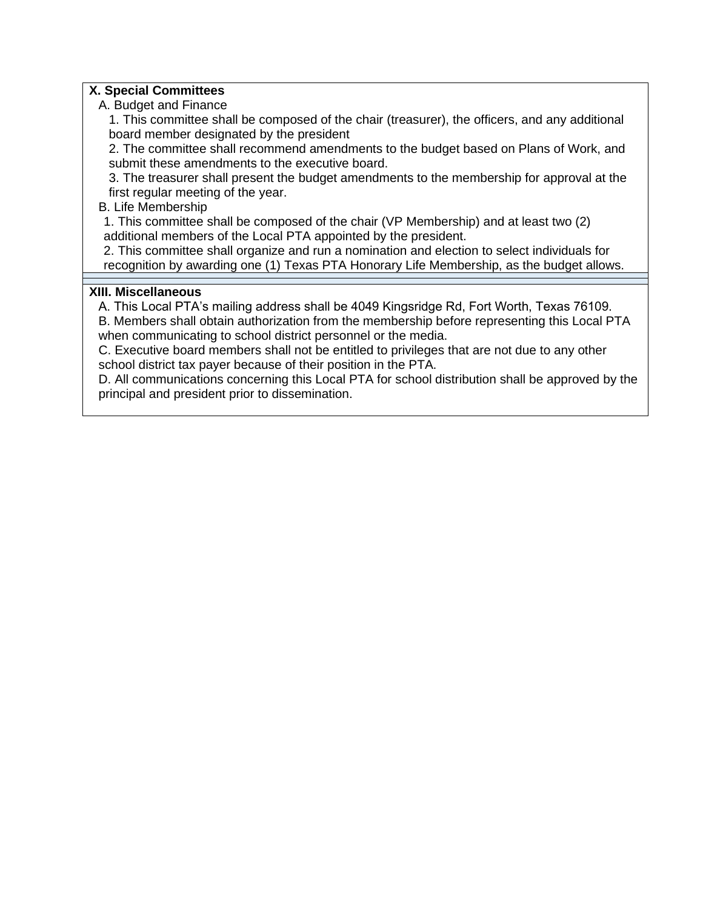**X. Special Committees**

A. Budget and Finance

1. This committee shall be composed of the chair (treasurer), the officers, and any additional board member designated by the president
2. The committee shall recommend amendments to the budget based on Plans of Work, and submit these amendments to the executive board.
3. The treasurer shall present the budget amendments to the membership for approval at the first regular meeting of the year.

B. Life Membership

1. This committee shall be composed of the chair (VP Membership) and at least two (2) additional members of the Local PTA appointed by the president.
2. This committee shall organize and run a nomination and election to select individuals for recognition by awarding one (1) Texas PTA Honorary Life Membership, as the budget allows.

**XIII. Miscellaneous**

A. This Local PTA's mailing address shall be 4049 Kingsridge Rd, Fort Worth, Texas 76109.

B. Members shall obtain authorization from the membership before representing this Local PTA when communicating to school district personnel or the media.

C. Executive board members shall not be entitled to privileges that are not due to any other school district tax payer because of their position in the PTA.

D. All communications concerning this Local PTA for school distribution shall be approved by the principal and president prior to dissemination.